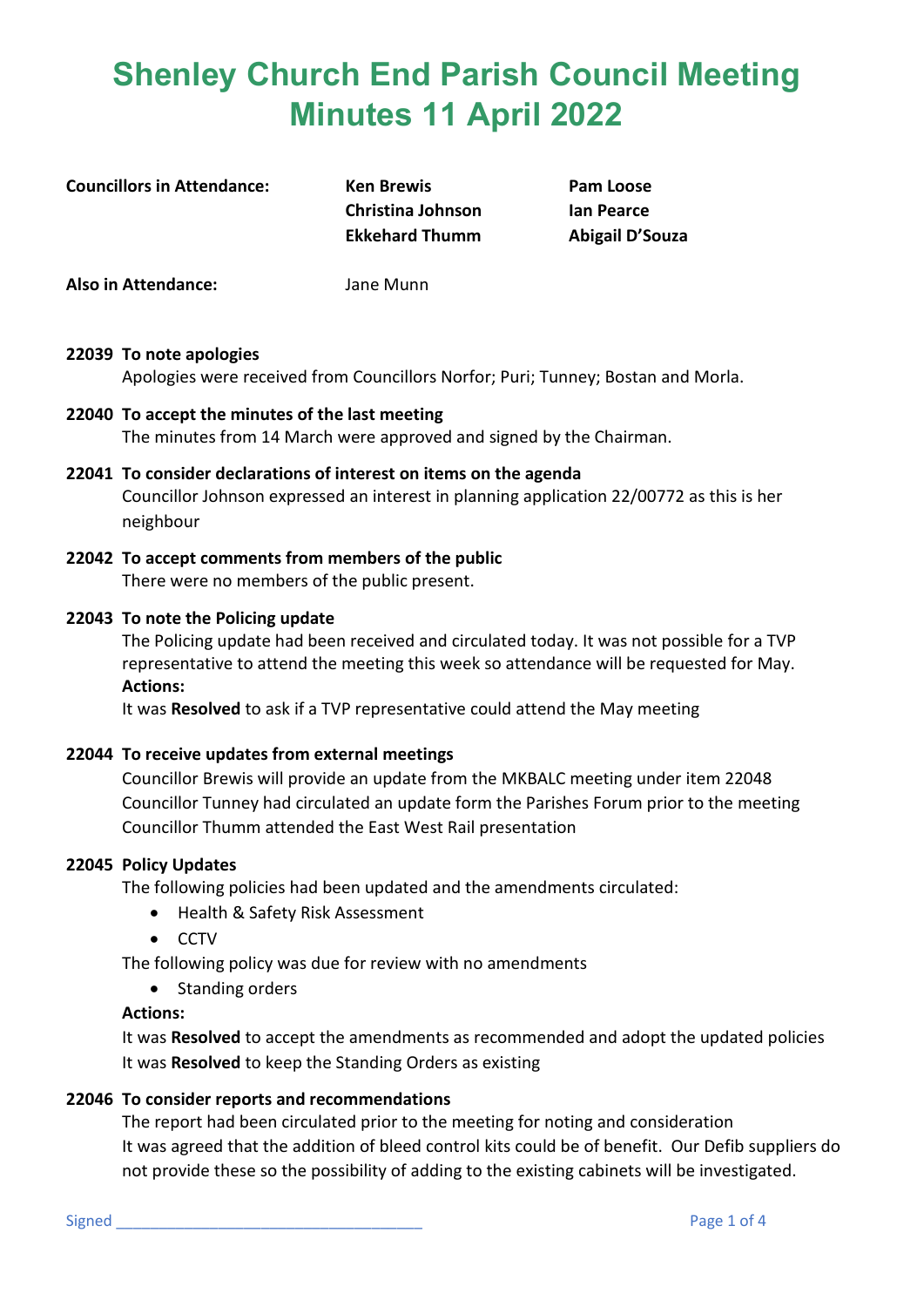# Shenley Church End Parish Council Meeting Minutes 11 April 2022

| **Councillors in Attendance:** | **Ken Brewis** | **Pam Loose** |
|---|---|---|
| | **Christina Johnson** | **Ian Pearce** |
| | **Ekkehard Thumm** | **Abigail D'Souza** |

**Also in Attendance:** Jane Munn

**22039 To note apologies**

Apologies were received from Councillors Norfor; Puri; Tunney; Bostan and Morla.

**22040 To accept the minutes of the last meeting**

The minutes from 14 March were approved and signed by the Chairman.

**22041 To consider declarations of interest on items on the agenda**

Councillor Johnson expressed an interest in planning application 22/00772 as this is her neighbour

**22042 To accept comments from members of the public**

There were no members of the public present.

**22043 To note the Policing update**

The Policing update had been received and circulated today. It was not possible for a TVP representative to attend the meeting this week so attendance will be requested for May.

**Actions:**

It was **Resolved** to ask if a TVP representative could attend the May meeting

**22044 To receive updates from external meetings**

Councillor Brewis will provide an update from the MKBALC meeting under item 22048
Councillor Tunney had circulated an update form the Parishes Forum prior to the meeting
Councillor Thumm attended the East West Rail presentation

**22045 Policy Updates**

The following policies had been updated and the amendments circulated:

- Health & Safety Risk Assessment
- CCTV

The following policy was due for review with no amendments

- Standing orders

**Actions:**

It was **Resolved** to accept the amendments as recommended and adopt the updated policies
It was **Resolved** to keep the Standing Orders as existing

**22046 To consider reports and recommendations**

The report had been circulated prior to the meeting for noting and consideration
It was agreed that the addition of bleed control kits could be of benefit. Our Defib suppliers do not provide these so the possibility of adding to the existing cabinets will be investigated.

Signed ___________________________________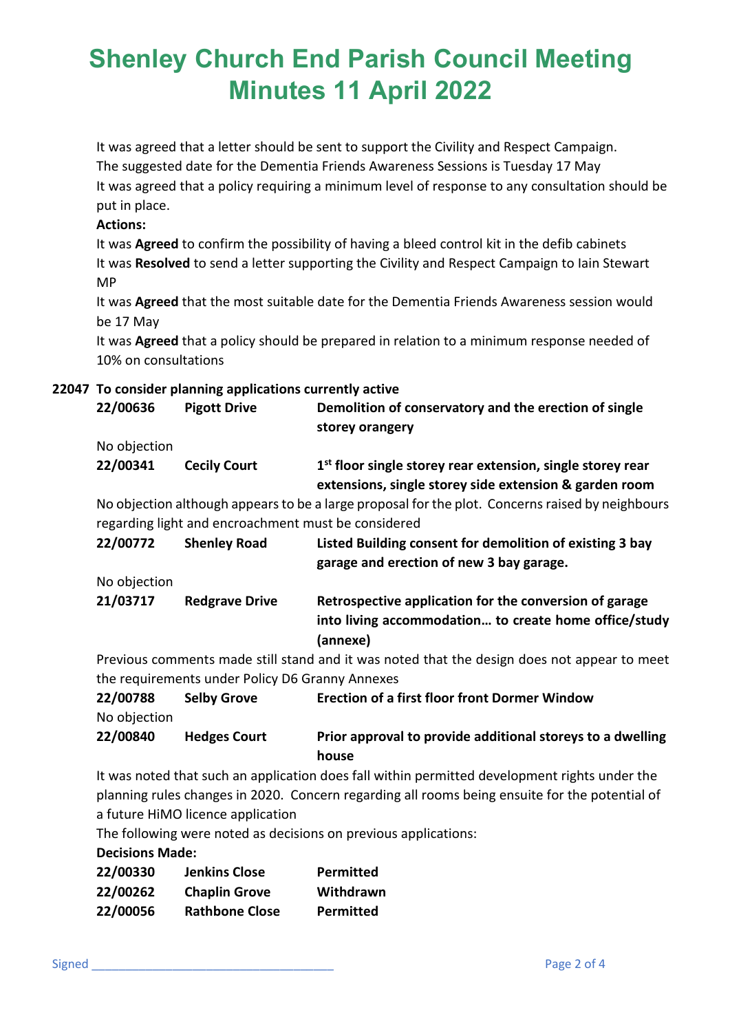# Shenley Church End Parish Council Meeting Minutes 11 April 2022

It was agreed that a letter should be sent to support the Civility and Respect Campaign.
The suggested date for the Dementia Friends Awareness Sessions is Tuesday 17 May
It was agreed that a policy requiring a minimum level of response to any consultation should be put in place.

**Actions:**

It was **Agreed** to confirm the possibility of having a bleed control kit in the defib cabinets
It was **Resolved** to send a letter supporting the Civility and Respect Campaign to Iain Stewart MP
It was **Agreed** that the most suitable date for the Dementia Friends Awareness session would be 17 May
It was **Agreed** that a policy should be prepared in relation to a minimum response needed of 10% on consultations

**22047 To consider planning applications currently active**

**22/00636** | **Pigott Drive** | **Demolition of conservatory and the erection of single storey orangery**

No objection

**22/00341** | **Cecily Court** | **1st floor single storey rear extension, single storey rear extensions, single storey side extension & garden room**

No objection although appears to be a large proposal for the plot. Concerns raised by neighbours regarding light and encroachment must be considered

**22/00772** | **Shenley Road** | **Listed Building consent for demolition of existing 3 bay garage and erection of new 3 bay garage.**

No objection

**21/03717** | **Redgrave Drive** | **Retrospective application for the conversion of garage into living accommodation… to create home office/study (annexe)**

Previous comments made still stand and it was noted that the design does not appear to meet the requirements under Policy D6 Granny Annexes

**22/00788** | **Selby Grove** | **Erection of a first floor front Dormer Window**

No objection

**22/00840** | **Hedges Court** | **Prior approval to provide additional storeys to a dwelling house**

It was noted that such an application does fall within permitted development rights under the planning rules changes in 2020. Concern regarding all rooms being ensuite for the potential of a future HiMO licence application

The following were noted as decisions on previous applications:

**Decisions Made:**

| | | |
|---|---|---|
| **22/00330** | **Jenkins Close** | **Permitted** |
| **22/00262** | **Chaplin Grove** | **Withdrawn** |
| **22/00056** | **Rathbone Close** | **Permitted** |

Signed ___________________________________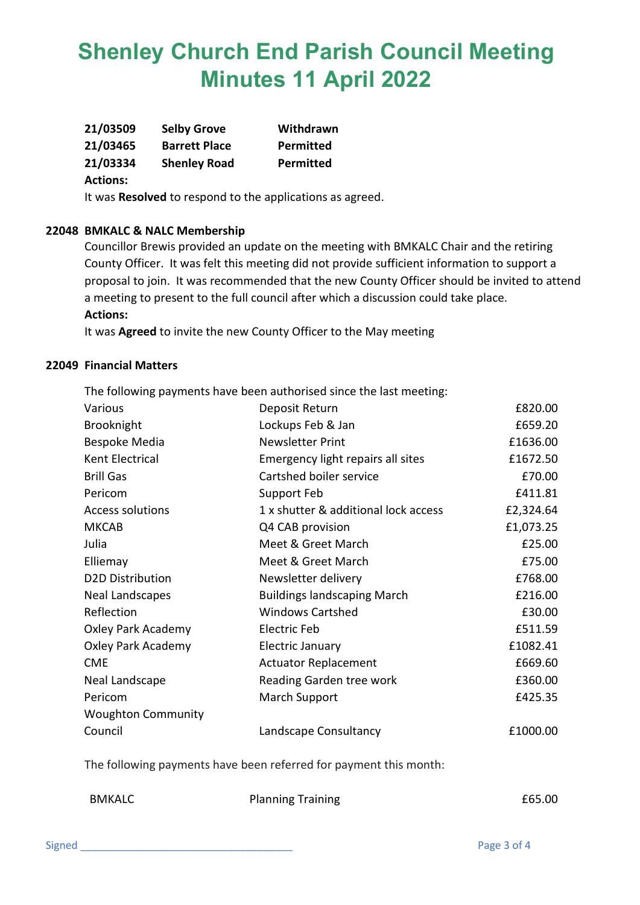| | | |
|---|---|---|
| **21/03509** | **Selby Grove** | **Withdrawn** |
| **21/03465** | **Barrett Place** | **Permitted** |
| **21/03334** | **Shenley Road** | **Permitted** |

**Actions:**

It was **Resolved** to respond to the applications as agreed.

## 22048 BMKALC & NALC Membership

Councillor Brewis provided an update on the meeting with BMKALC Chair and the retiring County Officer. It was felt this meeting did not provide sufficient information to support a proposal to join. It was recommended that the new County Officer should be invited to attend a meeting to present to the full council after which a discussion could take place.

**Actions:**

It was **Agreed** to invite the new County Officer to the May meeting

## 22049 Financial Matters

The following payments have been authorised since the last meeting:

| | | |
|---|---|---|
| Various | Deposit Return | £820.00 |
| Brooknight | Lockups Feb & Jan | £659.20 |
| Bespoke Media | Newsletter Print | £1636.00 |
| Kent Electrical | Emergency light repairs all sites | £1672.50 |
| Brill Gas | Cartshed boiler service | £70.00 |
| Pericom | Support Feb | £411.81 |
| Access solutions | 1 x shutter & additional lock access | £2,324.64 |
| MKCAB | Q4 CAB provision | £1,073.25 |
| Julia | Meet & Greet March | £25.00 |
| Elliemay | Meet & Greet March | £75.00 |
| D2D Distribution | Newsletter delivery | £768.00 |
| Neal Landscapes | Buildings landscaping March | £216.00 |
| Reflection | Windows Cartshed | £30.00 |
| Oxley Park Academy | Electric Feb | £511.59 |
| Oxley Park Academy | Electric January | £1082.41 |
| CME | Actuator Replacement | £669.60 |
| Neal Landscape | Reading Garden tree work | £360.00 |
| Pericom | March Support | £425.35 |
| Woughton Community Council | Landscape Consultancy | £1000.00 |

The following payments have been referred for payment this month:

| | | |
|---|---|---|
| BMKALC | Planning Training | £65.00 |

Signed ___________________________________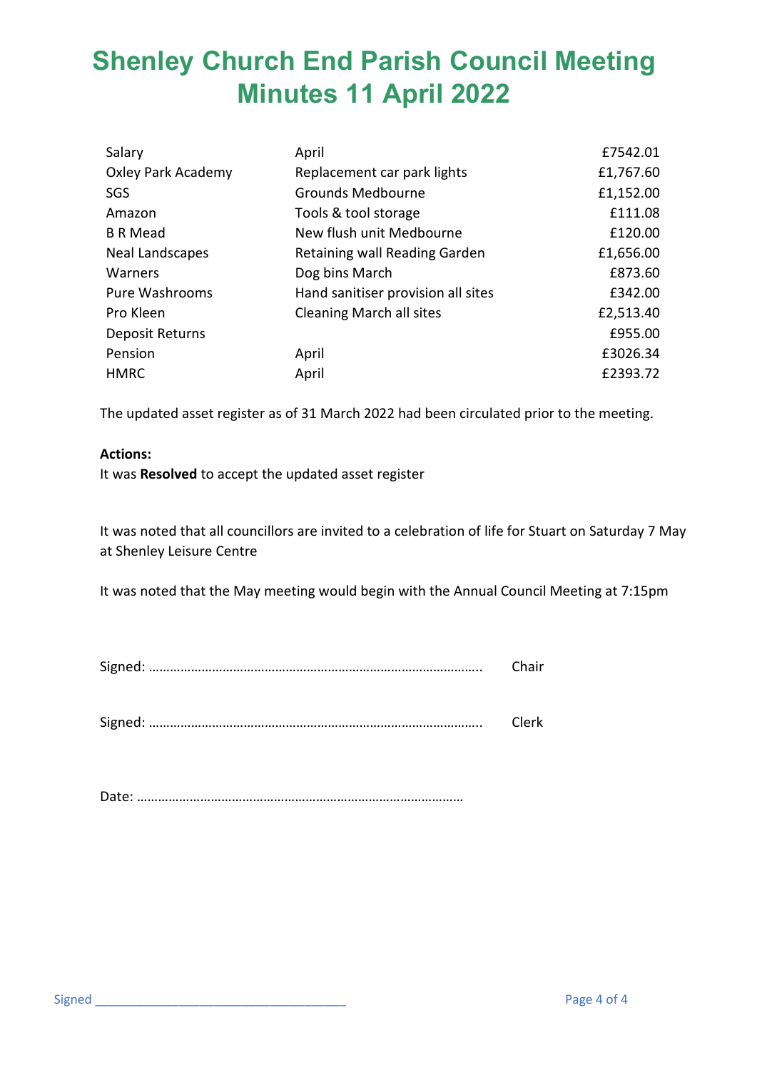# Shenley Church End Parish Council Meeting Minutes 11 April 2022

| | | |
|---|---|---|
| Salary | April | £7542.01 |
| Oxley Park Academy | Replacement car park lights | £1,767.60 |
| SGS | Grounds Medbourne | £1,152.00 |
| Amazon | Tools & tool storage | £111.08 |
| B R Mead | New flush unit Medbourne | £120.00 |
| Neal Landscapes | Retaining wall Reading Garden | £1,656.00 |
| Warners | Dog bins March | £873.60 |
| Pure Washrooms | Hand sanitiser provision all sites | £342.00 |
| Pro Kleen | Cleaning March all sites | £2,513.40 |
| Deposit Returns | | £955.00 |
| Pension | April | £3026.34 |
| HMRC | April | £2393.72 |

The updated asset register as of 31 March 2022 had been circulated prior to the meeting.

**Actions:**
It was **Resolved** to accept the updated asset register

It was noted that all councillors are invited to a celebration of life for Stuart on Saturday 7 May at Shenley Leisure Centre

It was noted that the May meeting would begin with the Annual Council Meeting at 7:15pm

Signed: ………………………………………………………………………………….. Chair

Signed: ………………………………………………………………………………….. Clerk

Date: ………………………………………………………………………………